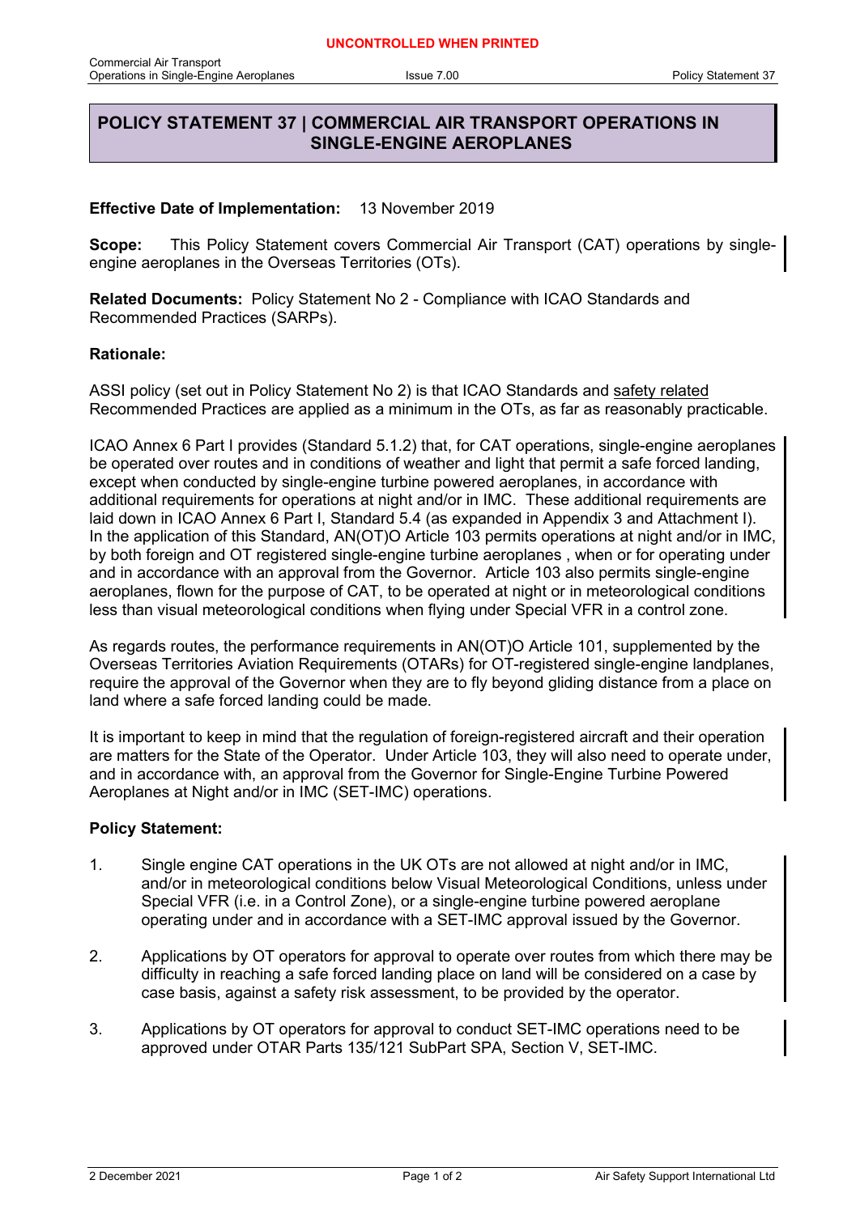# POLICY STATEMENT 37 | COMMERCIAL AIR TRANSPORT OPERATIONS IN SINGLE-ENGINE AEROPLANES

**Effective Date of Implementation:** 13 November 2019

**Scope:** This Policy Statement covers Commercial Air Transport (CAT) operations by single-engine aeroplanes in the Overseas Territories (OTs).

**Related Documents:** Policy Statement No 2 - Compliance with ICAO Standards and Recommended Practices (SARPs).

**Rationale:**

ASSI policy (set out in Policy Statement No 2) is that ICAO Standards and safety related Recommended Practices are applied as a minimum in the OTs, as far as reasonably practicable.

ICAO Annex 6 Part I provides (Standard 5.1.2) that, for CAT operations, single-engine aeroplanes be operated over routes and in conditions of weather and light that permit a safe forced landing, except when conducted by single-engine turbine powered aeroplanes, in accordance with additional requirements for operations at night and/or in IMC. These additional requirements are laid down in ICAO Annex 6 Part I, Standard 5.4 (as expanded in Appendix 3 and Attachment I). In the application of this Standard, AN(OT)O Article 103 permits operations at night and/or in IMC, by both foreign and OT registered single-engine turbine aeroplanes , when or for operating under and in accordance with an approval from the Governor. Article 103 also permits single-engine aeroplanes, flown for the purpose of CAT, to be operated at night or in meteorological conditions less than visual meteorological conditions when flying under Special VFR in a control zone.

As regards routes, the performance requirements in AN(OT)O Article 101, supplemented by the Overseas Territories Aviation Requirements (OTARs) for OT-registered single-engine landplanes, require the approval of the Governor when they are to fly beyond gliding distance from a place on land where a safe forced landing could be made.

It is important to keep in mind that the regulation of foreign-registered aircraft and their operation are matters for the State of the Operator. Under Article 103, they will also need to operate under, and in accordance with, an approval from the Governor for Single-Engine Turbine Powered Aeroplanes at Night and/or in IMC (SET-IMC) operations.

**Policy Statement:**

1. Single engine CAT operations in the UK OTs are not allowed at night and/or in IMC, and/or in meteorological conditions below Visual Meteorological Conditions, unless under Special VFR (i.e. in a Control Zone), or a single-engine turbine powered aeroplane operating under and in accordance with a SET-IMC approval issued by the Governor.

2. Applications by OT operators for approval to operate over routes from which there may be difficulty in reaching a safe forced landing place on land will be considered on a case by case basis, against a safety risk assessment, to be provided by the operator.

3. Applications by OT operators for approval to conduct SET-IMC operations need to be approved under OTAR Parts 135/121 SubPart SPA, Section V, SET-IMC.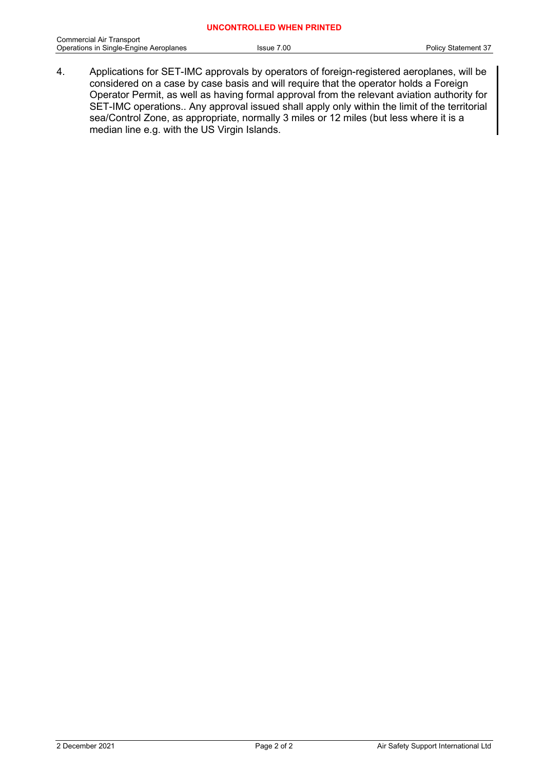4. Applications for SET-IMC approvals by operators of foreign-registered aeroplanes, will be considered on a case by case basis and will require that the operator holds a Foreign Operator Permit, as well as having formal approval from the relevant aviation authority for SET-IMC operations.. Any approval issued shall apply only within the limit of the territorial sea/Control Zone, as appropriate, normally 3 miles or 12 miles (but less where it is a median line e.g. with the US Virgin Islands.